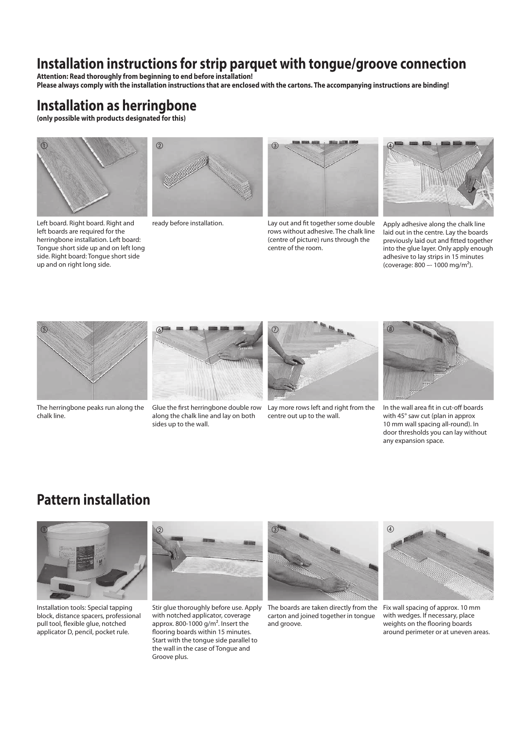# Installation instructions for strip parquet with tongue/groove connection

**Attention: Read thoroughly from beginning to end before installation!**
**Please always comply with the installation instructions that are enclosed with the cartons. The accompanying instructions are binding!**

## Installation as herringbone

**(only possible with products designated for this)**

① Left board. Right board. Right and left boards are required for the herringbone installation. Left board: Tongue short side up and on left long side. Right board: Tongue short side up and on right long side.

② ready before installation.

③ Lay out and fit together some double rows without adhesive. The chalk line (centre of picture) runs through the centre of the room.

④ Apply adhesive along the chalk line laid out in the centre. Lay the boards previously laid out and fitted together into the glue layer. Only apply enough adhesive to lay strips in 15 minutes (coverage: 800 –- 1000 mg/m²).

⑤ The herringbone peaks run along the chalk line.

⑥ Glue the first herringbone double row along the chalk line and lay on both sides up to the wall.

⑦ Lay more rows left and right from the centre out up to the wall.

⑧ In the wall area fit in cut-off boards with 45° saw cut (plan in approx 10 mm wall spacing all-round). In door thresholds you can lay without any expansion space.

## Pattern installation

① Installation tools: Special tapping block, distance spacers, professional pull tool, flexible glue, notched applicator D, pencil, pocket rule.

② Stir glue thoroughly before use. Apply with notched applicator, coverage approx. 800-1000 g/m². Insert the flooring boards within 15 minutes. Start with the tongue side parallel to the wall in the case of Tongue and Groove plus.

③ The boards are taken directly from the carton and joined together in tongue and groove.

④ Fix wall spacing of approx. 10 mm with wedges. If necessary, place weights on the flooring boards around perimeter or at uneven areas.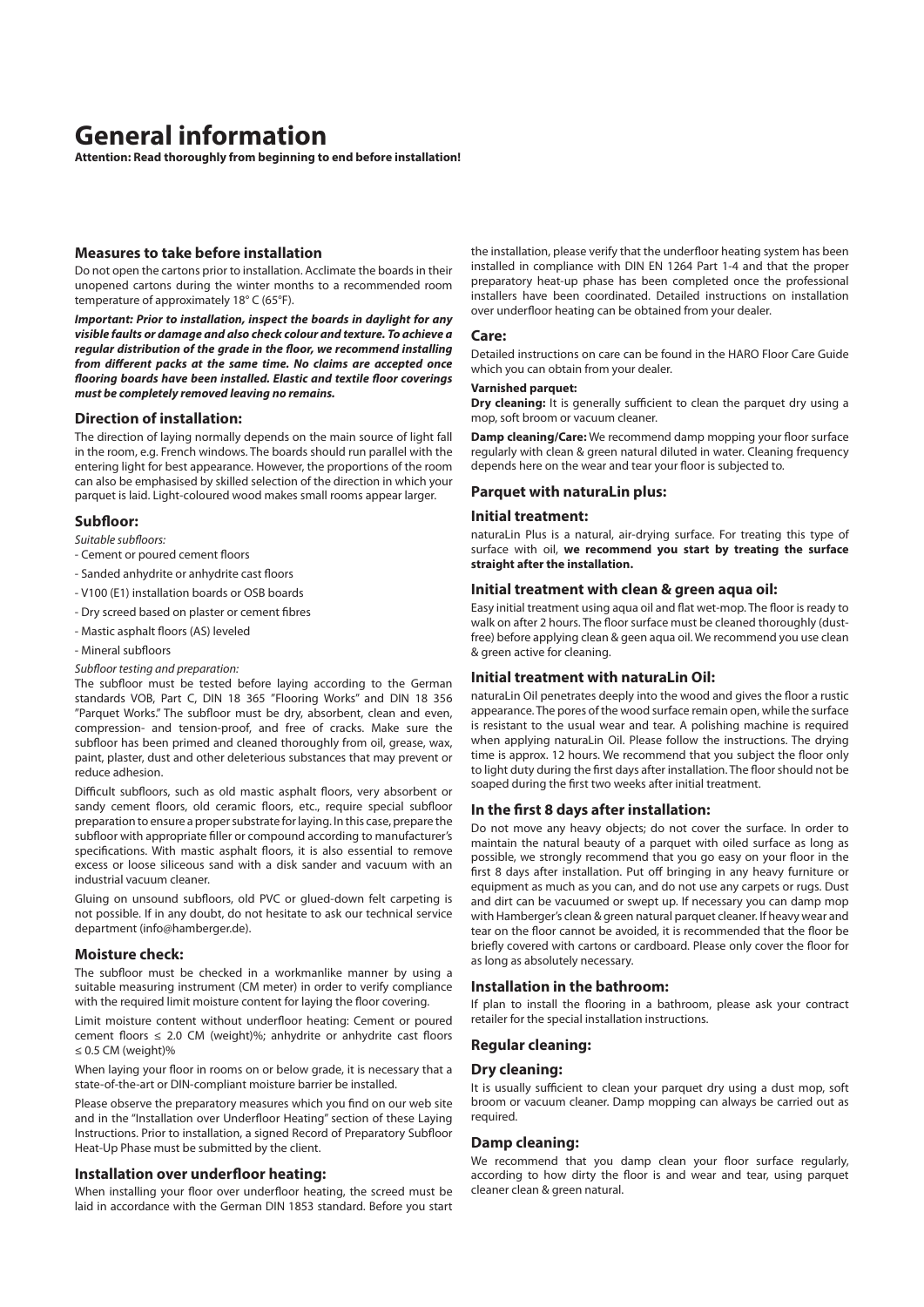# General information

**Attention: Read thoroughly from beginning to end before installation!**

### Measures to take before installation

Do not open the cartons prior to installation. Acclimate the boards in their unopened cartons during the winter months to a recommended room temperature of approximately 18° C (65°F).

***Important: Prior to installation, inspect the boards in daylight for any visible faults or damage and also check colour and texture. To achieve a regular distribution of the grade in the floor, we recommend installing from different packs at the same time. No claims are accepted once flooring boards have been installed. Elastic and textile floor coverings must be completely removed leaving no remains.***

### Direction of installation:

The direction of laying normally depends on the main source of light fall in the room, e.g. French windows. The boards should run parallel with the entering light for best appearance. However, the proportions of the room can also be emphasised by skilled selection of the direction in which your parquet is laid. Light-coloured wood makes small rooms appear larger.

### Subfloor:

*Suitable subfloors:*

- Cement or poured cement floors
- Sanded anhydrite or anhydrite cast floors
- V100 (E1) installation boards or OSB boards
- Dry screed based on plaster or cement fibres
- Mastic asphalt floors (AS) leveled
- Mineral subfloors

*Subfloor testing and preparation:*

The subfloor must be tested before laying according to the German standards VOB, Part C, DIN 18 365 "Flooring Works" and DIN 18 356 "Parquet Works." The subfloor must be dry, absorbent, clean and even, compression- and tension-proof, and free of cracks. Make sure the subfloor has been primed and cleaned thoroughly from oil, grease, wax, paint, plaster, dust and other deleterious substances that may prevent or reduce adhesion.

Difficult subfloors, such as old mastic asphalt floors, very absorbent or sandy cement floors, old ceramic floors, etc., require special subfloor preparation to ensure a proper substrate for laying. In this case, prepare the subfloor with appropriate filler or compound according to manufacturer's specifications. With mastic asphalt floors, it is also essential to remove excess or loose siliceous sand with a disk sander and vacuum with an industrial vacuum cleaner.

Gluing on unsound subfloors, old PVC or glued-down felt carpeting is not possible. If in any doubt, do not hesitate to ask our technical service department (info@hamberger.de).

### Moisture check:

The subfloor must be checked in a workmanlike manner by using a suitable measuring instrument (CM meter) in order to verify compliance with the required limit moisture content for laying the floor covering.

Limit moisture content without underfloor heating: Cement or poured cement floors ≤ 2.0 CM (weight)%; anhydrite or anhydrite cast floors ≤ 0.5 CM (weight)%

When laying your floor in rooms on or below grade, it is necessary that a state-of-the-art or DIN-compliant moisture barrier be installed.

Please observe the preparatory measures which you find on our web site and in the "Installation over Underfloor Heating" section of these Laying Instructions. Prior to installation, a signed Record of Preparatory Subfloor Heat-Up Phase must be submitted by the client.

### Installation over underfloor heating:

When installing your floor over underfloor heating, the screed must be laid in accordance with the German DIN 1853 standard. Before you start the installation, please verify that the underfloor heating system has been installed in compliance with DIN EN 1264 Part 1-4 and that the proper preparatory heat-up phase has been completed once the professional installers have been coordinated. Detailed instructions on installation over underfloor heating can be obtained from your dealer.

### Care:

Detailed instructions on care can be found in the HARO Floor Care Guide which you can obtain from your dealer.

**Varnished parquet:**

**Dry cleaning:** It is generally sufficient to clean the parquet dry using a mop, soft broom or vacuum cleaner.

**Damp cleaning/Care:** We recommend damp mopping your floor surface regularly with clean & green natural diluted in water. Cleaning frequency depends here on the wear and tear your floor is subjected to.

### Parquet with naturaLin plus:

### Initial treatment:

naturaLin Plus is a natural, air-drying surface. For treating this type of surface with oil, **we recommend you start by treating the surface straight after the installation.**

### Initial treatment with clean & green aqua oil:

Easy initial treatment using aqua oil and flat wet-mop. The floor is ready to walk on after 2 hours. The floor surface must be cleaned thoroughly (dust-free) before applying clean & geen aqua oil. We recommend you use clean & green active for cleaning.

### Initial treatment with naturaLin Oil:

naturaLin Oil penetrates deeply into the wood and gives the floor a rustic appearance. The pores of the wood surface remain open, while the surface is resistant to the usual wear and tear. A polishing machine is required when applying naturaLin Oil. Please follow the instructions. The drying time is approx. 12 hours. We recommend that you subject the floor only to light duty during the first days after installation. The floor should not be soaped during the first two weeks after initial treatment.

### In the first 8 days after installation:

Do not move any heavy objects; do not cover the surface. In order to maintain the natural beauty of a parquet with oiled surface as long as possible, we strongly recommend that you go easy on your floor in the first 8 days after installation. Put off bringing in any heavy furniture or equipment as much as you can, and do not use any carpets or rugs. Dust and dirt can be vacuumed or swept up. If necessary you can damp mop with Hamberger's clean & green natural parquet cleaner. If heavy wear and tear on the floor cannot be avoided, it is recommended that the floor be briefly covered with cartons or cardboard. Please only cover the floor for as long as absolutely necessary.

### Installation in the bathroom:

If plan to install the flooring in a bathroom, please ask your contract retailer for the special installation instructions.

### Regular cleaning:

### Dry cleaning:

It is usually sufficient to clean your parquet dry using a dust mop, soft broom or vacuum cleaner. Damp mopping can always be carried out as required.

### Damp cleaning:

We recommend that you damp clean your floor surface regularly, according to how dirty the floor is and wear and tear, using parquet cleaner clean & green natural.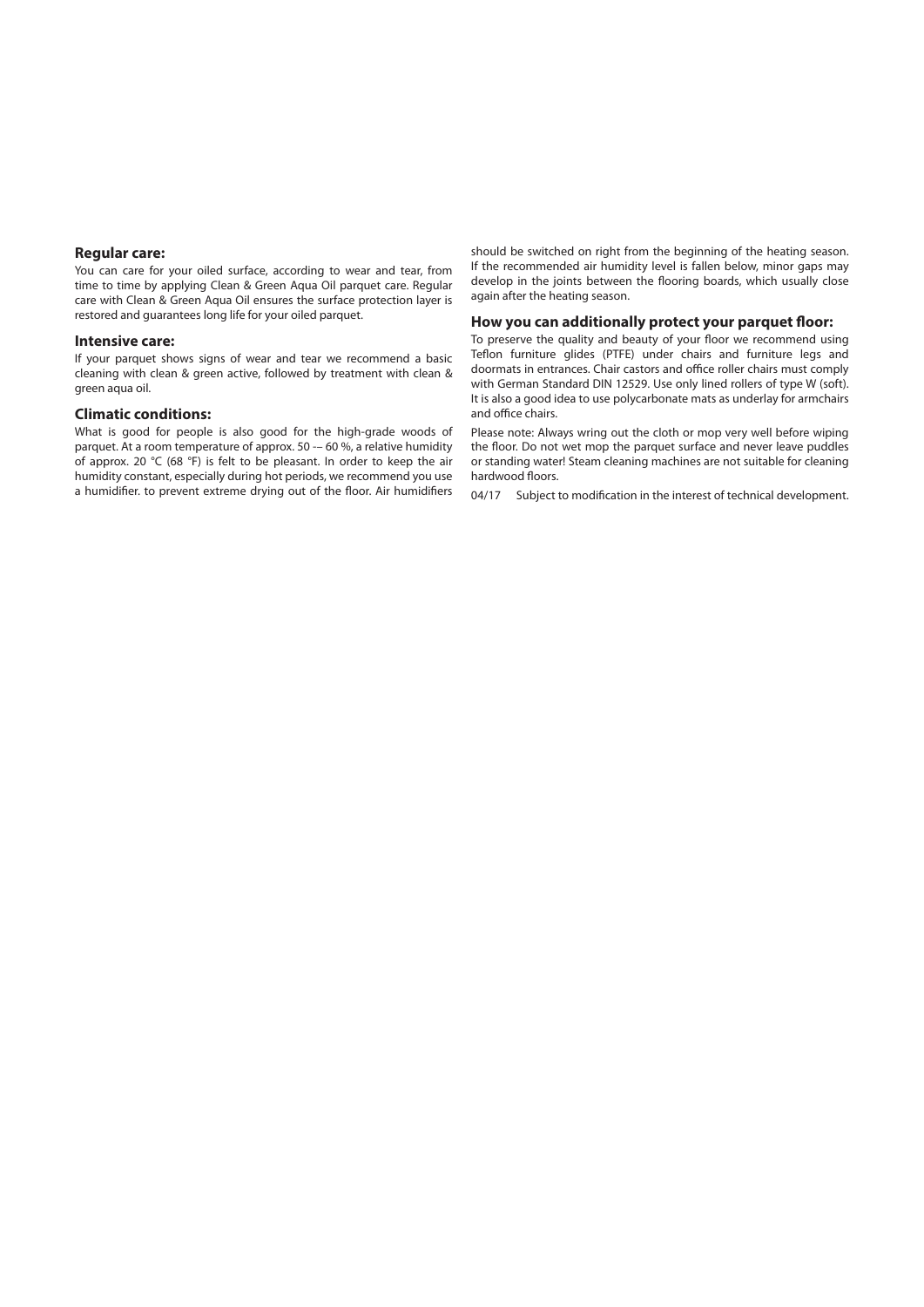### Regular care:

You can care for your oiled surface, according to wear and tear, from time to time by applying Clean & Green Aqua Oil parquet care. Regular care with Clean & Green Aqua Oil ensures the surface protection layer is restored and guarantees long life for your oiled parquet.

### Intensive care:

If your parquet shows signs of wear and tear we recommend a basic cleaning with clean & green active, followed by treatment with clean & green aqua oil.

### Climatic conditions:

What is good for people is also good for the high-grade woods of parquet. At a room temperature of approx. 50 -– 60 %, a relative humidity of approx. 20 °C (68 °F) is felt to be pleasant. In order to keep the air humidity constant, especially during hot periods, we recommend you use a humidifier. to prevent extreme drying out of the floor. Air humidifiers should be switched on right from the beginning of the heating season. If the recommended air humidity level is fallen below, minor gaps may develop in the joints between the flooring boards, which usually close again after the heating season.

### How you can additionally protect your parquet floor:

To preserve the quality and beauty of your floor we recommend using Teflon furniture glides (PTFE) under chairs and furniture legs and doormats in entrances. Chair castors and office roller chairs must comply with German Standard DIN 12529. Use only lined rollers of type W (soft). It is also a good idea to use polycarbonate mats as underlay for armchairs and office chairs.

Please note: Always wring out the cloth or mop very well before wiping the floor. Do not wet mop the parquet surface and never leave puddles or standing water! Steam cleaning machines are not suitable for cleaning hardwood floors.

04/17 Subject to modification in the interest of technical development.